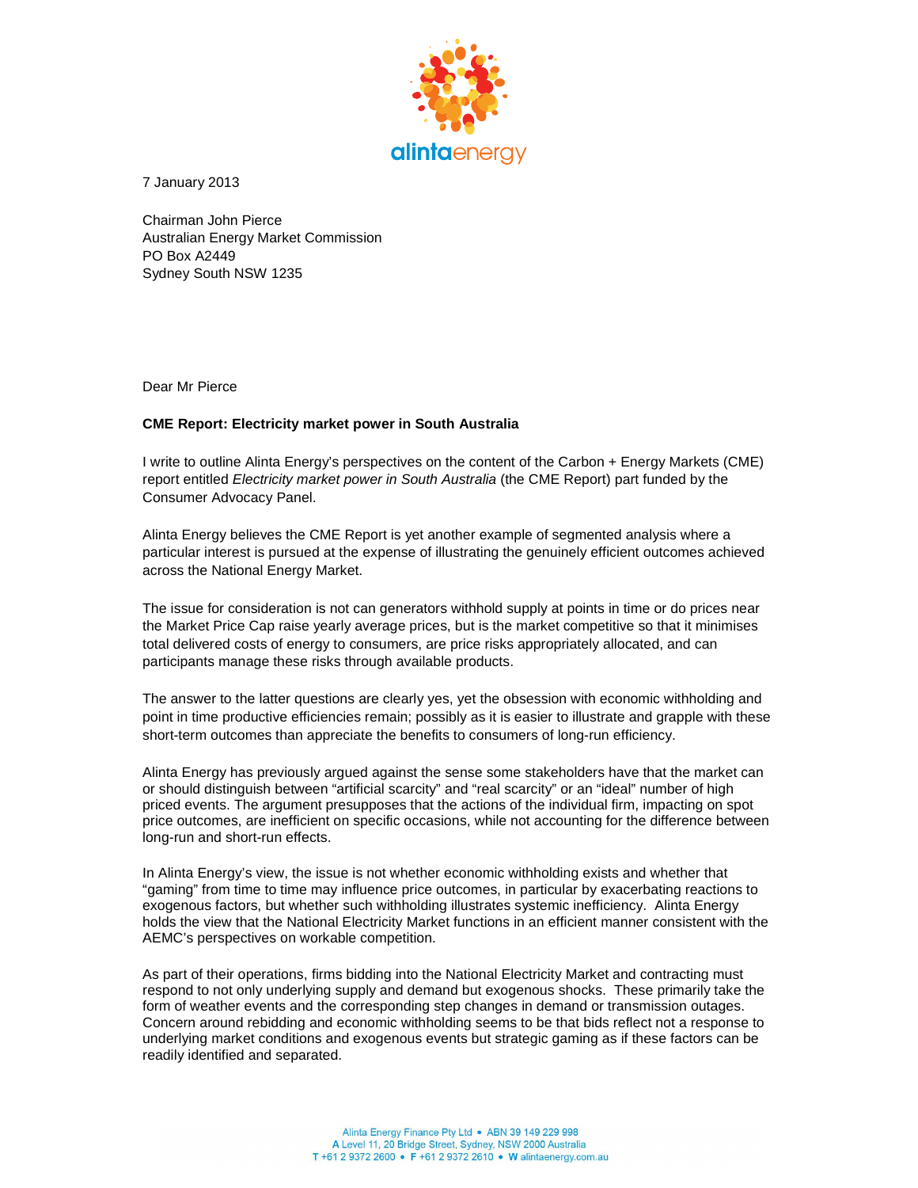7 January 2013

Chairman John Pierce
Australian Energy Market Commission
PO Box A2449
Sydney South NSW 1235

Dear Mr Pierce

**CME Report: Electricity market power in South Australia**

I write to outline Alinta Energy's perspectives on the content of the Carbon + Energy Markets (CME) report entitled *Electricity market power in South Australia* (the CME Report) part funded by the Consumer Advocacy Panel.

Alinta Energy believes the CME Report is yet another example of segmented analysis where a particular interest is pursued at the expense of illustrating the genuinely efficient outcomes achieved across the National Energy Market.

The issue for consideration is not can generators withhold supply at points in time or do prices near the Market Price Cap raise yearly average prices, but is the market competitive so that it minimises total delivered costs of energy to consumers, are price risks appropriately allocated, and can participants manage these risks through available products.

The answer to the latter questions are clearly yes, yet the obsession with economic withholding and point in time productive efficiencies remain; possibly as it is easier to illustrate and grapple with these short-term outcomes than appreciate the benefits to consumers of long-run efficiency.

Alinta Energy has previously argued against the sense some stakeholders have that the market can or should distinguish between "artificial scarcity" and "real scarcity" or an "ideal" number of high priced events. The argument presupposes that the actions of the individual firm, impacting on spot price outcomes, are inefficient on specific occasions, while not accounting for the difference between long-run and short-run effects.

In Alinta Energy's view, the issue is not whether economic withholding exists and whether that "gaming" from time to time may influence price outcomes, in particular by exacerbating reactions to exogenous factors, but whether such withholding illustrates systemic inefficiency. Alinta Energy holds the view that the National Electricity Market functions in an efficient manner consistent with the AEMC's perspectives on workable competition.

As part of their operations, firms bidding into the National Electricity Market and contracting must respond to not only underlying supply and demand but exogenous shocks. These primarily take the form of weather events and the corresponding step changes in demand or transmission outages. Concern around rebidding and economic withholding seems to be that bids reflect not a response to underlying market conditions and exogenous events but strategic gaming as if these factors can be readily identified and separated.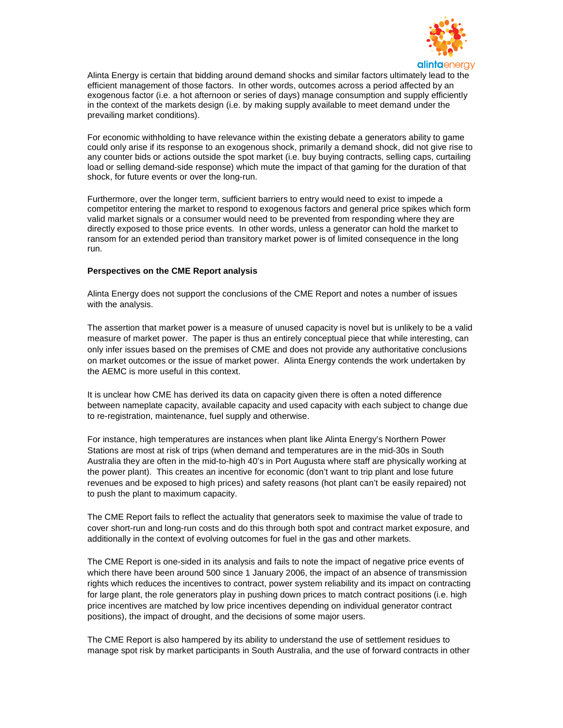Alinta Energy is certain that bidding around demand shocks and similar factors ultimately lead to the efficient management of those factors. In other words, outcomes across a period affected by an exogenous factor (i.e. a hot afternoon or series of days) manage consumption and supply efficiently in the context of the markets design (i.e. by making supply available to meet demand under the prevailing market conditions).

For economic withholding to have relevance within the existing debate a generators ability to game could only arise if its response to an exogenous shock, primarily a demand shock, did not give rise to any counter bids or actions outside the spot market (i.e. buy buying contracts, selling caps, curtailing load or selling demand-side response) which mute the impact of that gaming for the duration of that shock, for future events or over the long-run.

Furthermore, over the longer term, sufficient barriers to entry would need to exist to impede a competitor entering the market to respond to exogenous factors and general price spikes which form valid market signals or a consumer would need to be prevented from responding where they are directly exposed to those price events. In other words, unless a generator can hold the market to ransom for an extended period than transitory market power is of limited consequence in the long run.

**Perspectives on the CME Report analysis**

Alinta Energy does not support the conclusions of the CME Report and notes a number of issues with the analysis.

The assertion that market power is a measure of unused capacity is novel but is unlikely to be a valid measure of market power. The paper is thus an entirely conceptual piece that while interesting, can only infer issues based on the premises of CME and does not provide any authoritative conclusions on market outcomes or the issue of market power. Alinta Energy contends the work undertaken by the AEMC is more useful in this context.

It is unclear how CME has derived its data on capacity given there is often a noted difference between nameplate capacity, available capacity and used capacity with each subject to change due to re-registration, maintenance, fuel supply and otherwise.

For instance, high temperatures are instances when plant like Alinta Energy's Northern Power Stations are most at risk of trips (when demand and temperatures are in the mid-30s in South Australia they are often in the mid-to-high 40's in Port Augusta where staff are physically working at the power plant). This creates an incentive for economic (don't want to trip plant and lose future revenues and be exposed to high prices) and safety reasons (hot plant can't be easily repaired) not to push the plant to maximum capacity.

The CME Report fails to reflect the actuality that generators seek to maximise the value of trade to cover short-run and long-run costs and do this through both spot and contract market exposure, and additionally in the context of evolving outcomes for fuel in the gas and other markets.

The CME Report is one-sided in its analysis and fails to note the impact of negative price events of which there have been around 500 since 1 January 2006, the impact of an absence of transmission rights which reduces the incentives to contract, power system reliability and its impact on contracting for large plant, the role generators play in pushing down prices to match contract positions (i.e. high price incentives are matched by low price incentives depending on individual generator contract positions), the impact of drought, and the decisions of some major users.

The CME Report is also hampered by its ability to understand the use of settlement residues to manage spot risk by market participants in South Australia, and the use of forward contracts in other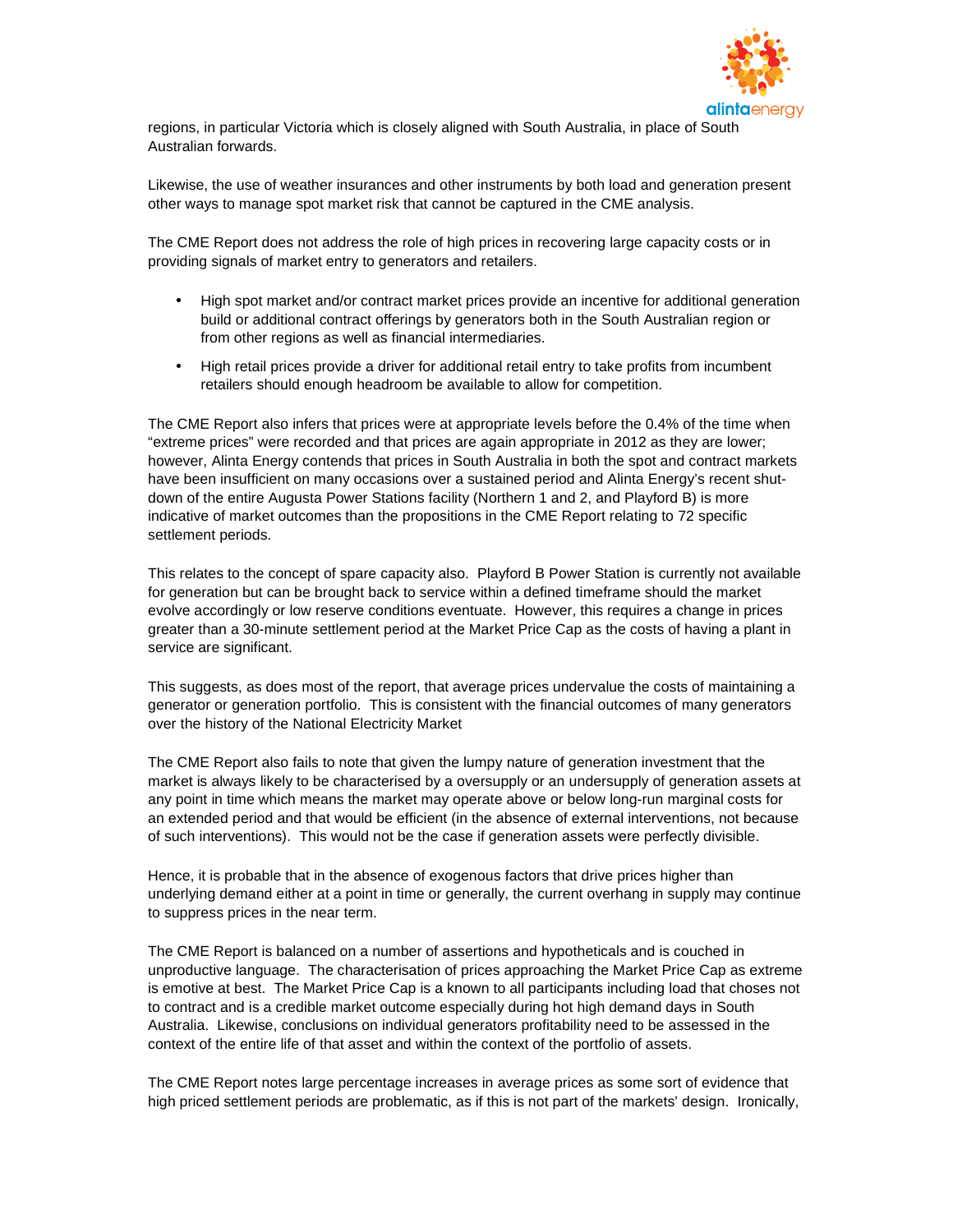regions, in particular Victoria which is closely aligned with South Australia, in place of South Australian forwards.

Likewise, the use of weather insurances and other instruments by both load and generation present other ways to manage spot market risk that cannot be captured in the CME analysis.

The CME Report does not address the role of high prices in recovering large capacity costs or in providing signals of market entry to generators and retailers.

- High spot market and/or contract market prices provide an incentive for additional generation build or additional contract offerings by generators both in the South Australian region or from other regions as well as financial intermediaries.
- High retail prices provide a driver for additional retail entry to take profits from incumbent retailers should enough headroom be available to allow for competition.

The CME Report also infers that prices were at appropriate levels before the 0.4% of the time when "extreme prices" were recorded and that prices are again appropriate in 2012 as they are lower; however, Alinta Energy contends that prices in South Australia in both the spot and contract markets have been insufficient on many occasions over a sustained period and Alinta Energy's recent shut-down of the entire Augusta Power Stations facility (Northern 1 and 2, and Playford B) is more indicative of market outcomes than the propositions in the CME Report relating to 72 specific settlement periods.

This relates to the concept of spare capacity also. Playford B Power Station is currently not available for generation but can be brought back to service within a defined timeframe should the market evolve accordingly or low reserve conditions eventuate. However, this requires a change in prices greater than a 30-minute settlement period at the Market Price Cap as the costs of having a plant in service are significant.

This suggests, as does most of the report, that average prices undervalue the costs of maintaining a generator or generation portfolio. This is consistent with the financial outcomes of many generators over the history of the National Electricity Market

The CME Report also fails to note that given the lumpy nature of generation investment that the market is always likely to be characterised by a oversupply or an undersupply of generation assets at any point in time which means the market may operate above or below long-run marginal costs for an extended period and that would be efficient (in the absence of external interventions, not because of such interventions). This would not be the case if generation assets were perfectly divisible.

Hence, it is probable that in the absence of exogenous factors that drive prices higher than underlying demand either at a point in time or generally, the current overhang in supply may continue to suppress prices in the near term.

The CME Report is balanced on a number of assertions and hypotheticals and is couched in unproductive language. The characterisation of prices approaching the Market Price Cap as extreme is emotive at best. The Market Price Cap is a known to all participants including load that choses not to contract and is a credible market outcome especially during hot high demand days in South Australia. Likewise, conclusions on individual generators profitability need to be assessed in the context of the entire life of that asset and within the context of the portfolio of assets.

The CME Report notes large percentage increases in average prices as some sort of evidence that high priced settlement periods are problematic, as if this is not part of the markets' design. Ironically,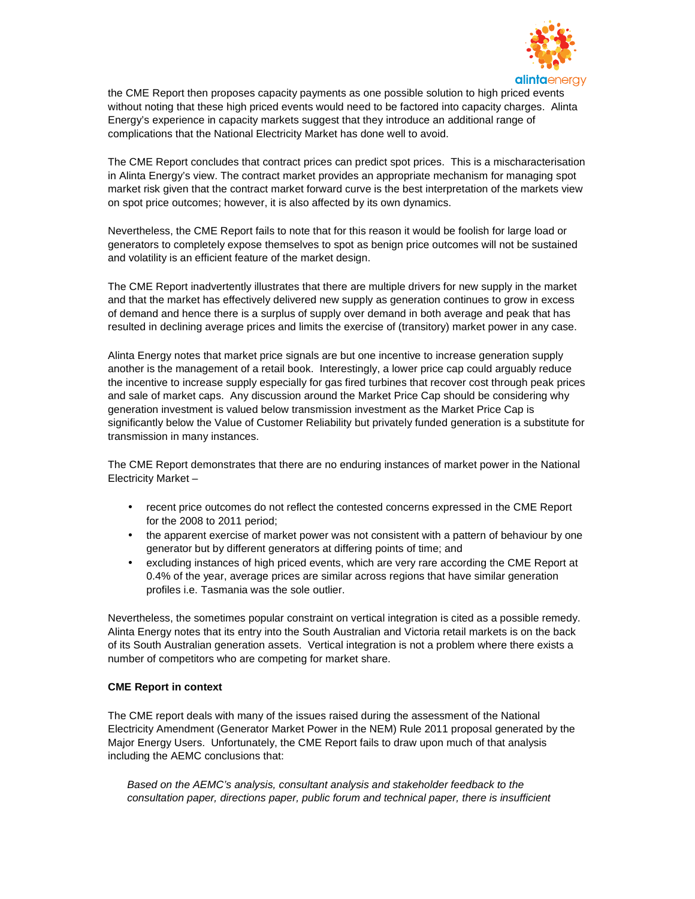the CME Report then proposes capacity payments as one possible solution to high priced events without noting that these high priced events would need to be factored into capacity charges. Alinta Energy's experience in capacity markets suggest that they introduce an additional range of complications that the National Electricity Market has done well to avoid.

The CME Report concludes that contract prices can predict spot prices. This is a mischaracterisation in Alinta Energy's view. The contract market provides an appropriate mechanism for managing spot market risk given that the contract market forward curve is the best interpretation of the markets view on spot price outcomes; however, it is also affected by its own dynamics.

Nevertheless, the CME Report fails to note that for this reason it would be foolish for large load or generators to completely expose themselves to spot as benign price outcomes will not be sustained and volatility is an efficient feature of the market design.

The CME Report inadvertently illustrates that there are multiple drivers for new supply in the market and that the market has effectively delivered new supply as generation continues to grow in excess of demand and hence there is a surplus of supply over demand in both average and peak that has resulted in declining average prices and limits the exercise of (transitory) market power in any case.

Alinta Energy notes that market price signals are but one incentive to increase generation supply another is the management of a retail book. Interestingly, a lower price cap could arguably reduce the incentive to increase supply especially for gas fired turbines that recover cost through peak prices and sale of market caps. Any discussion around the Market Price Cap should be considering why generation investment is valued below transmission investment as the Market Price Cap is significantly below the Value of Customer Reliability but privately funded generation is a substitute for transmission in many instances.

The CME Report demonstrates that there are no enduring instances of market power in the National Electricity Market –

- recent price outcomes do not reflect the contested concerns expressed in the CME Report for the 2008 to 2011 period;
- the apparent exercise of market power was not consistent with a pattern of behaviour by one generator but by different generators at differing points of time; and
- excluding instances of high priced events, which are very rare according the CME Report at 0.4% of the year, average prices are similar across regions that have similar generation profiles i.e. Tasmania was the sole outlier.

Nevertheless, the sometimes popular constraint on vertical integration is cited as a possible remedy. Alinta Energy notes that its entry into the South Australian and Victoria retail markets is on the back of its South Australian generation assets. Vertical integration is not a problem where there exists a number of competitors who are competing for market share.

**CME Report in context**

The CME report deals with many of the issues raised during the assessment of the National Electricity Amendment (Generator Market Power in the NEM) Rule 2011 proposal generated by the Major Energy Users. Unfortunately, the CME Report fails to draw upon much of that analysis including the AEMC conclusions that:

> *Based on the AEMC's analysis, consultant analysis and stakeholder feedback to the consultation paper, directions paper, public forum and technical paper, there is insufficient*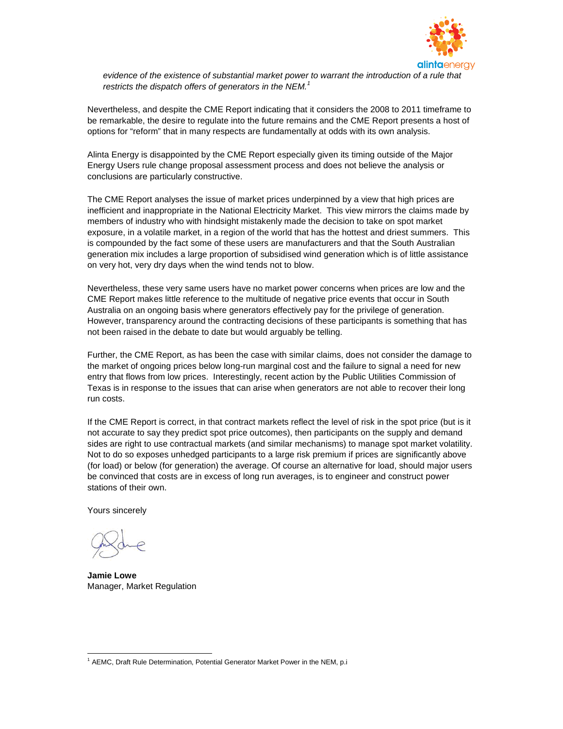*evidence of the existence of substantial market power to warrant the introduction of a rule that restricts the dispatch offers of generators in the NEM.*[1]

Nevertheless, and despite the CME Report indicating that it considers the 2008 to 2011 timeframe to be remarkable, the desire to regulate into the future remains and the CME Report presents a host of options for "reform" that in many respects are fundamentally at odds with its own analysis.

Alinta Energy is disappointed by the CME Report especially given its timing outside of the Major Energy Users rule change proposal assessment process and does not believe the analysis or conclusions are particularly constructive.

The CME Report analyses the issue of market prices underpinned by a view that high prices are inefficient and inappropriate in the National Electricity Market. This view mirrors the claims made by members of industry who with hindsight mistakenly made the decision to take on spot market exposure, in a volatile market, in a region of the world that has the hottest and driest summers. This is compounded by the fact some of these users are manufacturers and that the South Australian generation mix includes a large proportion of subsidised wind generation which is of little assistance on very hot, very dry days when the wind tends not to blow.

Nevertheless, these very same users have no market power concerns when prices are low and the CME Report makes little reference to the multitude of negative price events that occur in South Australia on an ongoing basis where generators effectively pay for the privilege of generation. However, transparency around the contracting decisions of these participants is something that has not been raised in the debate to date but would arguably be telling.

Further, the CME Report, as has been the case with similar claims, does not consider the damage to the market of ongoing prices below long-run marginal cost and the failure to signal a need for new entry that flows from low prices. Interestingly, recent action by the Public Utilities Commission of Texas is in response to the issues that can arise when generators are not able to recover their long run costs.

If the CME Report is correct, in that contract markets reflect the level of risk in the spot price (but is it not accurate to say they predict spot price outcomes), then participants on the supply and demand sides are right to use contractual markets (and similar mechanisms) to manage spot market volatility. Not to do so exposes unhedged participants to a large risk premium if prices are significantly above (for load) or below (for generation) the average. Of course an alternative for load, should major users be convinced that costs are in excess of long run averages, is to engineer and construct power stations of their own.

Yours sincerely

**Jamie Lowe**
Manager, Market Regulation

[1] AEMC, Draft Rule Determination, Potential Generator Market Power in the NEM, p.i